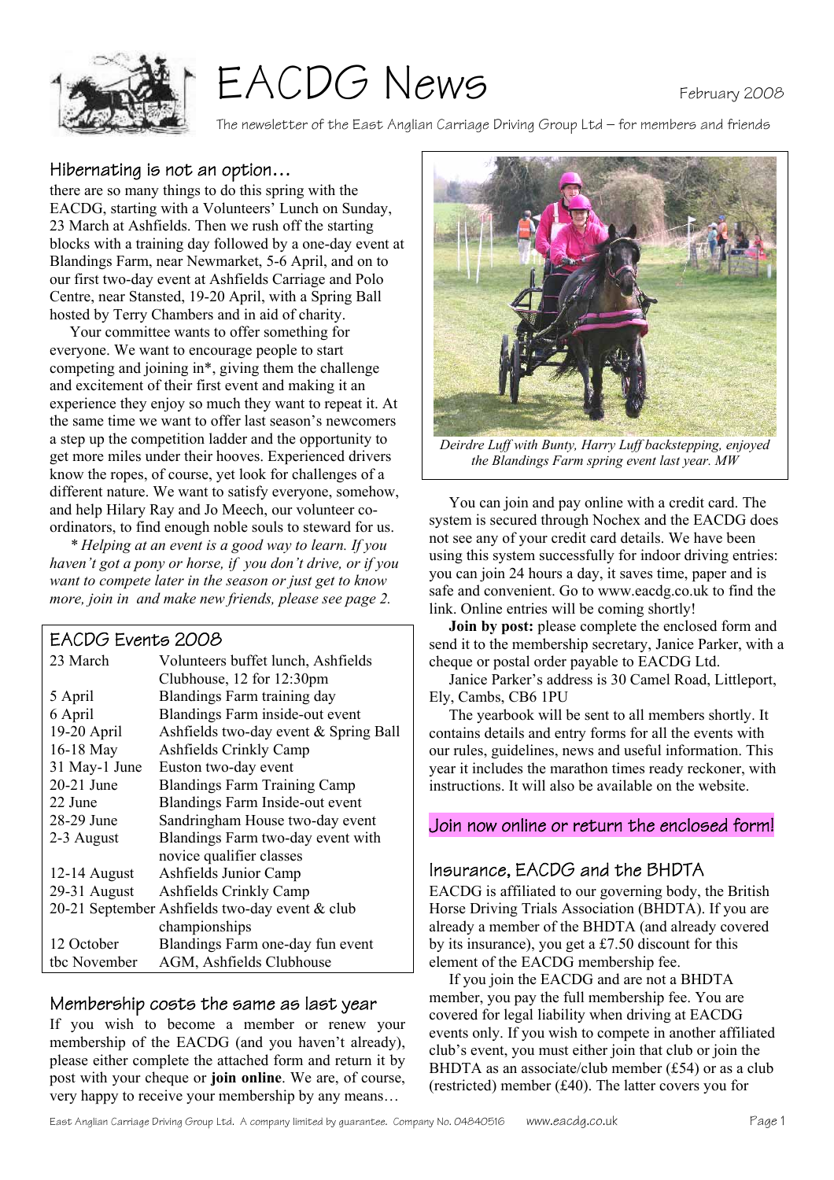# EACDG News

February 2008

The newsletter of the East Anglian Carriage Driving Group Ltd – for members and friends

## Hibernating is not an option…

there are so many things to do this spring with the EACDG, starting with a Volunteers' Lunch on Sunday, 23 March at Ashfields. Then we rush off the starting blocks with a training day followed by a one-day event at Blandings Farm, near Newmarket, 5-6 April, and on to our first two-day event at Ashfields Carriage and Polo Centre, near Stansted, 19-20 April, with a Spring Ball hosted by Terry Chambers and in aid of charity.

Your committee wants to offer something for everyone. We want to encourage people to start competing and joining in*, giving them the challenge and excitement of their first event and making it an experience they enjoy so much they want to repeat it. At the same time we want to offer last season's newcomers a step up the competition ladder and the opportunity to get more miles under their hooves. Experienced drivers know the ropes, of course, yet look for challenges of a different nature. We want to satisfy everyone, somehow, and help Hilary Ray and Jo Meech, our volunteer co-ordinators, to find enough noble souls to steward for us.

*\* Helping at an event is a good way to learn. If you haven't got a pony or horse, if you don't drive, or if you want to compete later in the season or just get to know more, join in and make new friends, please see page 2.*

## EACDG Events 2008

| | |
|---|---|
| 23 March | Volunteers buffet lunch, Ashfields Clubhouse, 12 for 12:30pm |
| 5 April | Blandings Farm training day |
| 6 April | Blandings Farm inside-out event |
| 19-20 April | Ashfields two-day event & Spring Ball |
| 16-18 May | Ashfields Crinkly Camp |
| 31 May-1 June | Euston two-day event |
| 20-21 June | Blandings Farm Training Camp |
| 22 June | Blandings Farm Inside-out event |
| 28-29 June | Sandringham House two-day event |
| 2-3 August | Blandings Farm two-day event with novice qualifier classes |
| 12-14 August | Ashfields Junior Camp |
| 29-31 August | Ashfields Crinkly Camp |
| 20-21 September | Ashfields two-day event & club championships |
| 12 October | Blandings Farm one-day fun event |
| tbc November | AGM, Ashfields Clubhouse |

## Membership costs the same as last year

If you wish to become a member or renew your membership of the EACDG (and you haven't already), please either complete the attached form and return it by post with your cheque or **join online**. We are, of course, very happy to receive your membership by any means…

*Deirdre Luff with Bunty, Harry Luff backstepping, enjoyed the Blandings Farm spring event last year. MW*

You can join and pay online with a credit card. The system is secured through Nochex and the EACDG does not see any of your credit card details. We have been using this system successfully for indoor driving entries: you can join 24 hours a day, it saves time, paper and is safe and convenient. Go to www.eacdg.co.uk to find the link. Online entries will be coming shortly!

**Join by post:** please complete the enclosed form and send it to the membership secretary, Janice Parker, with a cheque or postal order payable to EACDG Ltd.

Janice Parker's address is 30 Camel Road, Littleport, Ely, Cambs, CB6 1PU

The yearbook will be sent to all members shortly. It contains details and entry forms for all the events with our rules, guidelines, news and useful information. This year it includes the marathon times ready reckoner, with instructions. It will also be available on the website.

**Join now online or return the enclosed form!**

## Insurance, EACDG and the BHDTA

EACDG is affiliated to our governing body, the British Horse Driving Trials Association (BHDTA). If you are already a member of the BHDTA (and already covered by its insurance), you get a £7.50 discount for this element of the EACDG membership fee.

If you join the EACDG and are not a BHDTA member, you pay the full membership fee. You are covered for legal liability when driving at EACDG events only. If you wish to compete in another affiliated club's event, you must either join that club or join the BHDTA as an associate/club member (£54) or as a club (restricted) member (£40). The latter covers you for

East Anglian Carriage Driving Group Ltd. A company limited by guarantee. Company No. 04840516 www.eacdg.co.uk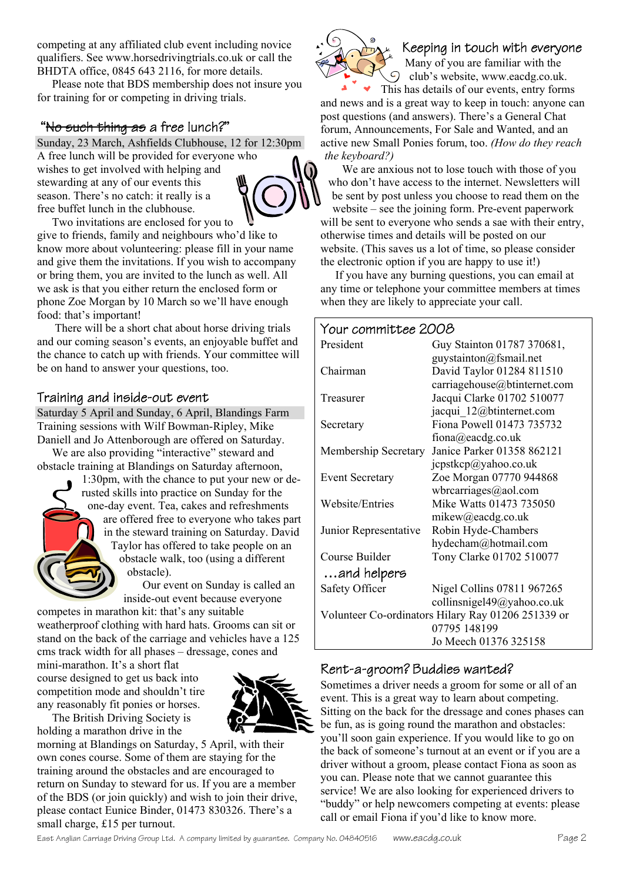competing at any affiliated club event including novice qualifiers. See www.horsedrivingtrials.co.uk or call the BHDTA office, 0845 643 2116, for more details.

Please note that BDS membership does not insure you for training for or competing in driving trials.

## "~~No such thing as~~ a free lunch?"

Sunday, 23 March, Ashfields Clubhouse, 12 for 12:30pm

A free lunch will be provided for everyone who wishes to get involved with helping and stewarding at any of our events this season. There's no catch: it really is a free buffet lunch in the clubhouse.

Two invitations are enclosed for you to give to friends, family and neighbours who'd like to know more about volunteering: please fill in your name and give them the invitations. If you wish to accompany or bring them, you are invited to the lunch as well. All we ask is that you either return the enclosed form or phone Zoe Morgan by 10 March so we'll have enough food: that's important!

There will be a short chat about horse driving trials and our coming season's events, an enjoyable buffet and the chance to catch up with friends. Your committee will be on hand to answer your questions, too.

## Training and inside-out event

Saturday 5 April and Sunday, 6 April, Blandings Farm

Training sessions with Wilf Bowman-Ripley, Mike Daniell and Jo Attenborough are offered on Saturday.

We are also providing "interactive" steward and obstacle training at Blandings on Saturday afternoon, 1:30pm, with the chance to put your new or de-rusted skills into practice on Sunday for the one-day event. Tea, cakes and refreshments are offered free to everyone who takes part in the steward training on Saturday. David Taylor has offered to take people on an obstacle walk, too (using a different obstacle).

Our event on Sunday is called an inside-out event because everyone competes in marathon kit: that's any suitable weatherproof clothing with hard hats. Grooms can sit or stand on the back of the carriage and vehicles have a 125 cms track width for all phases – dressage, cones and mini-marathon. It's a short flat course designed to get us back into competition mode and shouldn't tire any reasonably fit ponies or horses.

The British Driving Society is holding a marathon drive in the morning at Blandings on Saturday, 5 April, with their own cones course. Some of them are staying for the training around the obstacles and are encouraged to return on Sunday to steward for us. If you are a member of the BDS (or join quickly) and wish to join their drive, please contact Eunice Binder, 01473 830326. There's a small charge, £15 per turnout.

## Keeping in touch with everyone

Many of you are familiar with the club's website, www.eacdg.co.uk. This has details of our events, entry forms and news and is a great way to keep in touch: anyone can post questions (and answers). There's a General Chat forum, Announcements, For Sale and Wanted, and an active new Small Ponies forum, too. *(How do they reach the keyboard?)*

We are anxious not to lose touch with those of you who don't have access to the internet. Newsletters will be sent by post unless you choose to read them on the website – see the joining form. Pre-event paperwork will be sent to everyone who sends a sae with their entry, otherwise times and details will be posted on our website. (This saves us a lot of time, so please consider the electronic option if you are happy to use it!)

If you have any burning questions, you can email at any time or telephone your committee members at times when they are likely to appreciate your call.

## Your committee 2008

| | |
|---|---|
| President | Guy Stainton 01787 370681, guystainton@fsmail.net |
| Chairman | David Taylor 01284 811510 carriagehouse@btinternet.com |
| Treasurer | Jacqui Clarke 01702 510077 jacqui_12@btinternet.com |
| Secretary | Fiona Powell 01473 735732 fiona@eacdg.co.uk |
| Membership Secretary | Janice Parker 01358 862121 jcpstkcp@yahoo.co.uk |
| Event Secretary | Zoe Morgan 07770 944868 wbrcarriages@aol.com |
| Website/Entries | Mike Watts 01473 735050 mikew@eacdg.co.uk |
| Junior Representative | Robin Hyde-Chambers hydecham@hotmail.com |
| Course Builder | Tony Clarke 01702 510077 |

### …and helpers

| | |
|---|---|
| Safety Officer | Nigel Collins 07811 967265 collinsnigel49@yahoo.co.uk |
| Volunteer Co-ordinators | Hilary Ray 01206 251339 or 07795 148199 Jo Meech 01376 325158 |

## Rent-a-groom? Buddies wanted?

Sometimes a driver needs a groom for some or all of an event. This is a great way to learn about competing. Sitting on the back for the dressage and cones phases can be fun, as is going round the marathon and obstacles: you'll soon gain experience. If you would like to go on the back of someone's turnout at an event or if you are a driver without a groom, please contact Fiona as soon as you can. Please note that we cannot guarantee this service! We are also looking for experienced drivers to "buddy" or help newcomers competing at events: please call or email Fiona if you'd like to know more.

East Anglian Carriage Driving Group Ltd. A company limited by guarantee. Company No. 04840516 www.eacdg.co.uk